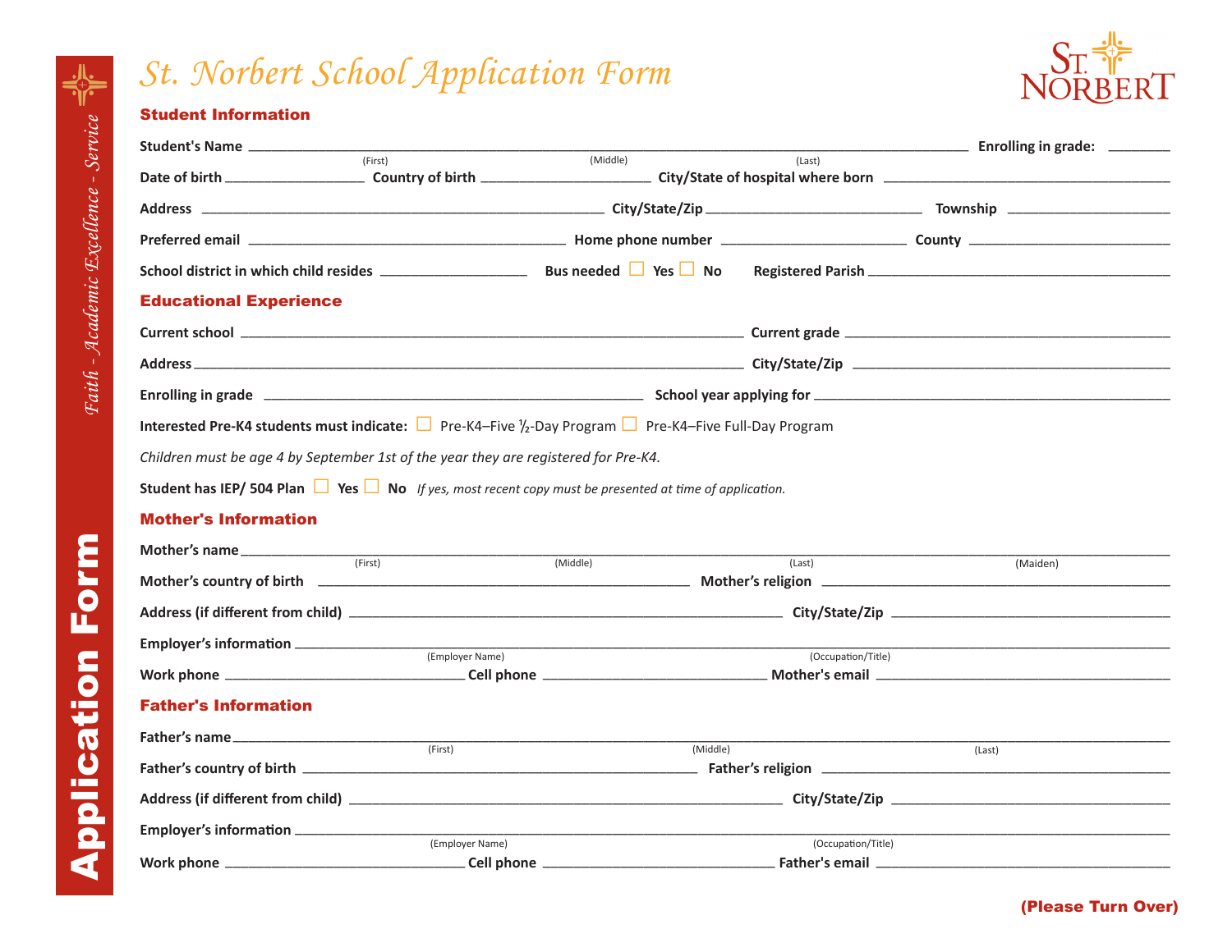# St. Norbert School Application Form

*Faith - Academic Excellence - Service*

**Application Form**

## Student Information

**Student's Name** ______________________________ (First) (Middle) (Last) **Enrolling in grade:** ________

**Date of birth** ________________ **Country of birth** ____________________ **City/State of hospital where born** ______________________________

**Address** ______________________________ **City/State/Zip** ________________________ **Township** ________________

**Preferred email** ______________________________ **Home phone number** ____________________ **County** ____________________

**School district in which child resides** ________________ **Bus needed** ☐ **Yes** ☐ **No** **Registered Parish** ______________________________

## Educational Experience

**Current school** ______________________________ **Current grade** ______________________________

**Address** ______________________________ **City/State/Zip** ______________________________

**Enrolling in grade** ______________________________ **School year applying for** ______________________________

**Interested Pre-K4 students must indicate:** ☐ Pre-K4–Five ½-Day Program ☐ Pre-K4–Five Full-Day Program

*Children must be age 4 by September 1st of the year they are registered for Pre-K4.*

**Student has IEP/ 504 Plan** ☐ **Yes** ☐ **No** *If yes, most recent copy must be presented at time of application.*

## Mother's Information

**Mother's name** ______________________________ (First) (Middle) (Last) (Maiden)

**Mother's country of birth** ______________________________ **Mother's religion** ______________________________

**Address (if different from child)** ______________________________ **City/State/Zip** ______________________________

**Employer's information** ______________________________ (Employer Name) (Occupation/Title)

**Work phone** ______________________ **Cell phone** ______________________ **Mother's email** ______________________________

## Father's Information

**Father's name** ______________________________ (First) (Middle) (Last)

**Father's country of birth** ______________________________ **Father's religion** ______________________________

**Address (if different from child)** ______________________________ **City/State/Zip** ______________________________

**Employer's information** ______________________________ (Employer Name) (Occupation/Title)

**Work phone** ______________________ **Cell phone** ______________________ **Father's email** ______________________________

**(Please Turn Over)**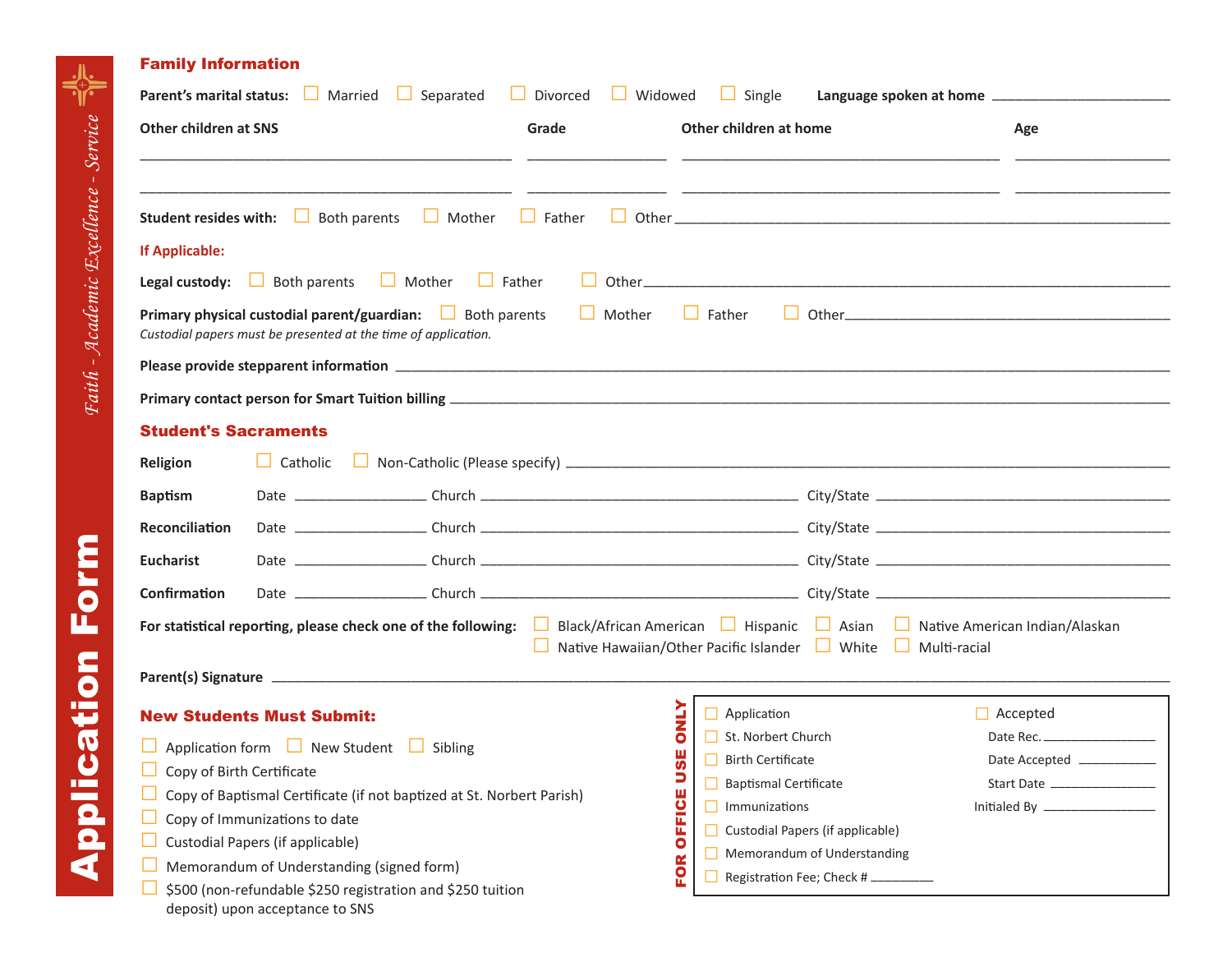Faith - Academic Excellence - Service

# Application Form

## Family Information

**Parent's marital status:** ☐ Married ☐ Separated ☐ Divorced ☐ Widowed ☐ Single **Language spoken at home** ____________________

| Other children at SNS | Grade | Other children at home | Age |
|---|---|---|---|
| | | | |
| | | | |

**Student resides with:** ☐ Both parents ☐ Mother ☐ Father ☐ Other ____________________

**If Applicable:**

**Legal custody:** ☐ Both parents ☐ Mother ☐ Father ☐ Other ____________________

**Primary physical custodial parent/guardian:** ☐ Both parents ☐ Mother ☐ Father ☐ Other ____________________

*Custodial papers must be presented at the time of application.*

**Please provide stepparent information** ____________________

**Primary contact person for Smart Tuition billing** ____________________

## Student's Sacraments

**Religion** ☐ Catholic ☐ Non-Catholic (Please specify) ____________________

**Baptism** Date ____________ Church ____________________ City/State ____________________

**Reconciliation** Date ____________ Church ____________________ City/State ____________________

**Eucharist** Date ____________ Church ____________________ City/State ____________________

**Confirmation** Date ____________ Church ____________________ City/State ____________________

**For statistical reporting, please check one of the following:** ☐ Black/African American ☐ Hispanic ☐ Asian ☐ Native American Indian/Alaskan ☐ Native Hawaiian/Other Pacific Islander ☐ White ☐ Multi-racial

**Parent(s) Signature** ____________________

## New Students Must Submit:

☐ Application form ☐ New Student ☐ Sibling

☐ Copy of Birth Certificate

☐ Copy of Baptismal Certificate (if not baptized at St. Norbert Parish)

☐ Copy of Immunizations to date

☐ Custodial Papers (if applicable)

☐ Memorandum of Understanding (signed form)

☐ $500 (non-refundable $250 registration and $250 tuition deposit) upon acceptance to SNS

**FOR OFFICE USE ONLY**

☐ Application

☐ St. Norbert Church

☐ Birth Certificate

☐ Baptismal Certificate

☐ Immunizations

☐ Custodial Papers (if applicable)

☐ Memorandum of Understanding

☐ Registration Fee; Check # __________

☐ Accepted

Date Rec. ____________

Date Accepted ____________

Start Date ____________

Initialed By ____________